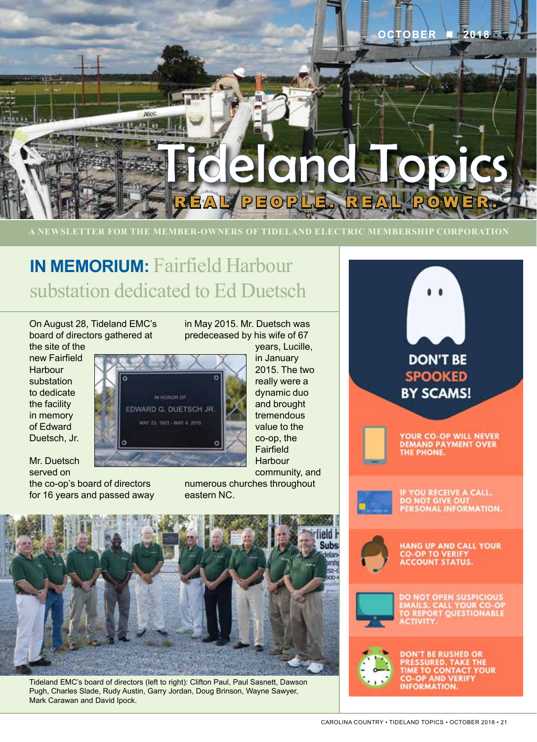OCTOBER ■ 2018

# Tideland Topics

REAL PEOPLE. REAL POWER.

A NEWSLETTER FOR THE MEMBER-OWNERS OF TIDELAND ELECTRIC MEMBERSHIP CORPORATION

## IN MEMORIUM: Fairfield Harbour substation dedicated to Ed Duetsch

On August 28, Tideland EMC's board of directors gathered at the site of the new Fairfield Harbour substation to dedicate the facility in memory of Edward Duetsch, Jr.

IN HONOR OF
EDWARD G. DUETSCH JR.
MAY 23, 1923 - MAY 4, 2015

Mr. Duetsch served on the co-op's board of directors for 16 years and passed away in May 2015. Mr. Duetsch was predeceased by his wife of 67 years, Lucille, in January 2015. The two really were a dynamic duo and brought tremendous value to the co-op, the Fairfield Harbour community, and numerous churches throughout eastern NC.

Tideland EMC's board of directors (left to right): Clifton Paul, Paul Sasnett, Dawson Pugh, Charles Slade, Rudy Austin, Garry Jordan, Doug Brinson, Wayne Sawyer, Mark Carawan and David Ipock.

## DON'T BE SPOOKED BY SCAMS!

- YOUR CO-OP WILL NEVER DEMAND PAYMENT OVER THE PHONE.
- IF YOU RECEIVE A CALL, DO NOT GIVE OUT PERSONAL INFORMATION.
- HANG UP AND CALL YOUR CO-OP TO VERIFY ACCOUNT STATUS.
- DO NOT OPEN SUSPICIOUS EMAILS. CALL YOUR CO-OP TO REPORT QUESTIONABLE ACTIVITY.
- DON'T BE RUSHED OR PRESSURED. TAKE THE TIME TO CONTACT YOUR CO-OP AND VERIFY INFORMATION.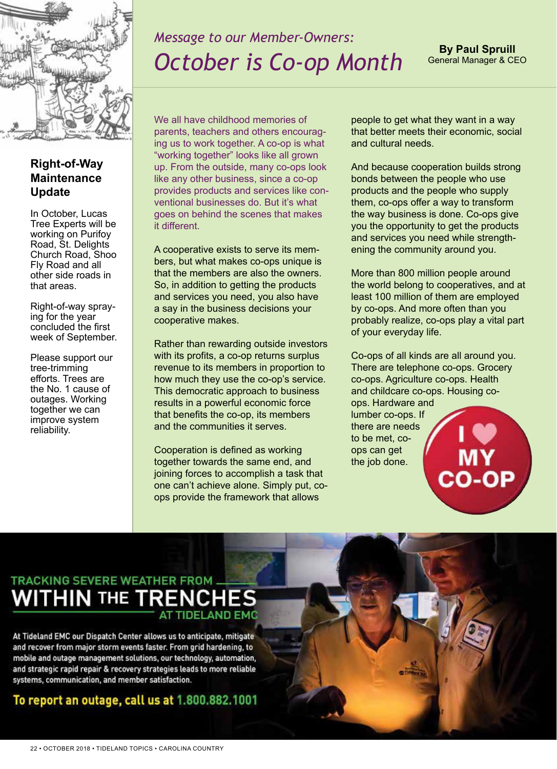## Right-of-Way Maintenance Update

In October, Lucas Tree Experts will be working on Purifoy Road, St. Delights Church Road, Shoo Fly Road and all other side roads in that areas.

Right-of-way spraying for the year concluded the first week of September.

Please support our tree-trimming efforts. Trees are the No. 1 cause of outages. Working together we can improve system reliability.

*Message to our Member-Owners:*

# *October is Co-op Month*

**By Paul Spruill**
General Manager & CEO

We all have childhood memories of parents, teachers and others encouraging us to work together. A co-op is what "working together" looks like all grown up. From the outside, many co-ops look like any other business, since a co-op provides products and services like conventional businesses do. But it's what goes on behind the scenes that makes it different.

A cooperative exists to serve its members, but what makes co-ops unique is that the members are also the owners. So, in addition to getting the products and services you need, you also have a say in the business decisions your cooperative makes.

Rather than rewarding outside investors with its profits, a co-op returns surplus revenue to its members in proportion to how much they use the co-op's service. This democratic approach to business results in a powerful economic force that benefits the co-op, its members and the communities it serves.

Cooperation is defined as working together towards the same end, and joining forces to accomplish a task that one can't achieve alone. Simply put, co-ops provide the framework that allows people to get what they want in a way that better meets their economic, social and cultural needs.

And because cooperation builds strong bonds between the people who use products and the people who supply them, co-ops offer a way to transform the way business is done. Co-ops give you the opportunity to get the products and services you need while strengthening the community around you.

More than 800 million people around the world belong to cooperatives, and at least 100 million of them are employed by co-ops. And more often than you probably realize, co-ops play a vital part of your everyday life.

Co-ops of all kinds are all around you. There are telephone co-ops. Grocery co-ops. Agriculture co-ops. Health and childcare co-ops. Housing co-ops. Hardware and lumber co-ops. If there are needs to be met, co-ops can get the job done.

I ♥ MY CO-OP

## TRACKING SEVERE WEATHER FROM WITHIN THE TRENCHES AT TIDELAND EMC

At Tideland EMC our Dispatch Center allows us to anticipate, mitigate and recover from major storm events faster. From grid hardening, to mobile and outage management solutions, our technology, automation, and strategic rapid repair & recovery strategies leads to more reliable systems, communication, and member satisfaction.

**To report an outage, call us at 1.800.882.1001**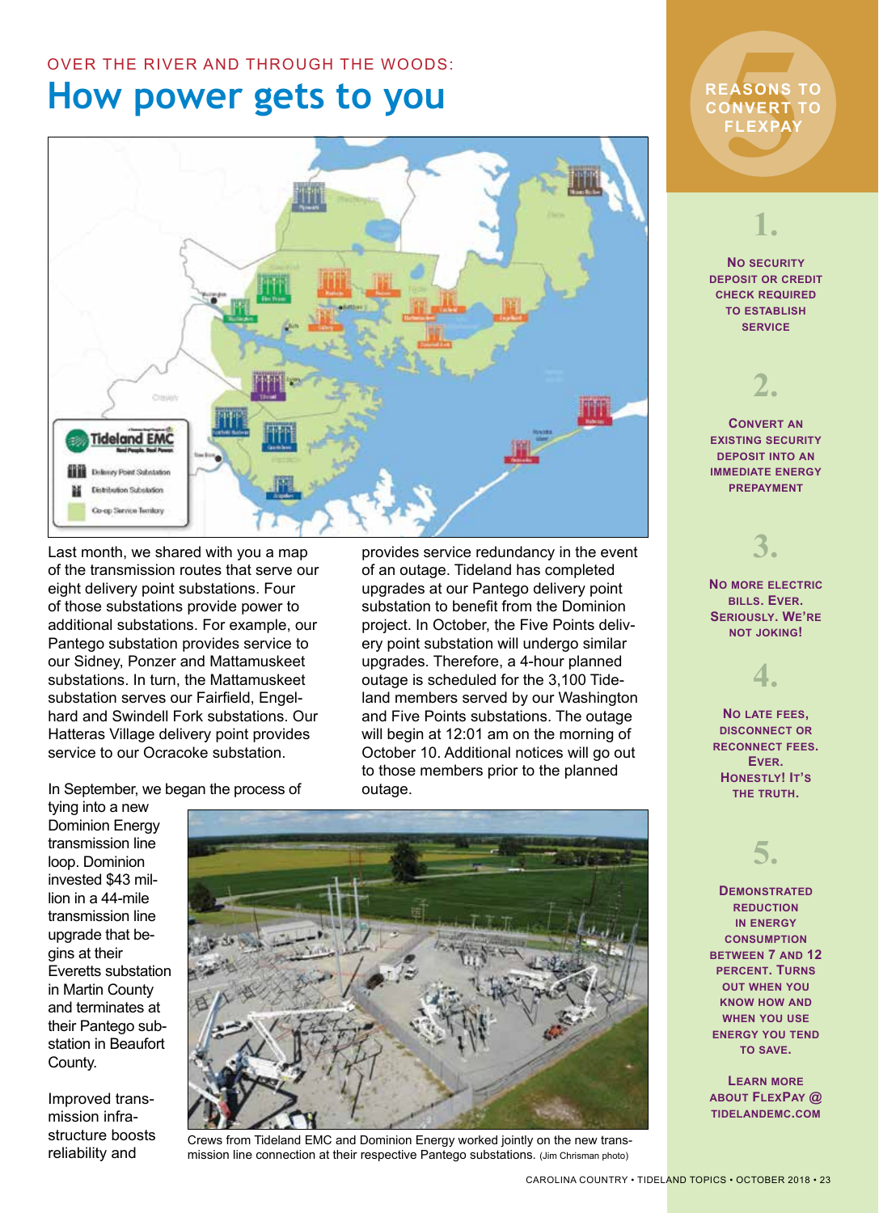OVER THE RIVER AND THROUGH THE WOODS:

# How power gets to you

Last month, we shared with you a map of the transmission routes that serve our eight delivery point substations. Four of those substations provide power to additional substations. For example, our Pantego substation provides service to our Sidney, Ponzer and Mattamuskeet substations. In turn, the Mattamuskeet substation serves our Fairfield, Engelhard and Swindell Fork substations. Our Hatteras Village delivery point provides service to our Ocracoke substation.

In September, we began the process of tying into a new Dominion Energy transmission line loop. Dominion invested $43 million in a 44-mile transmission line upgrade that begins at their Everetts substation in Martin County and terminates at their Pantego substation in Beaufort County.

Improved transmission infrastructure boosts reliability and provides service redundancy in the event of an outage. Tideland has completed upgrades at our Pantego delivery point substation to benefit from the Dominion project. In October, the Five Points delivery point substation will undergo similar upgrades. Therefore, a 4-hour planned outage is scheduled for the 3,100 Tideland members served by our Washington and Five Points substations. The outage will begin at 12:01 am on the morning of October 10. Additional notices will go out to those members prior to the planned outage.

Crews from Tideland EMC and Dominion Energy worked jointly on the new transmission line connection at their respective Pantego substations. (Jim Chrisman photo)

## 5 REASONS TO CONVERT TO FLEXPAY

**1.** No security deposit or credit check required to establish service

**2.** Convert an existing security deposit into an immediate energy prepayment

**3.** No more electric bills. Ever. Seriously. We're not joking!

**4.** No late fees, disconnect or reconnect fees. Ever. Honestly! It's the truth.

**5.** Demonstrated reduction in energy consumption between 7 and 12 percent. Turns out when you know how and when you use energy you tend to save.

Learn more about FlexPay @ tidelandemc.com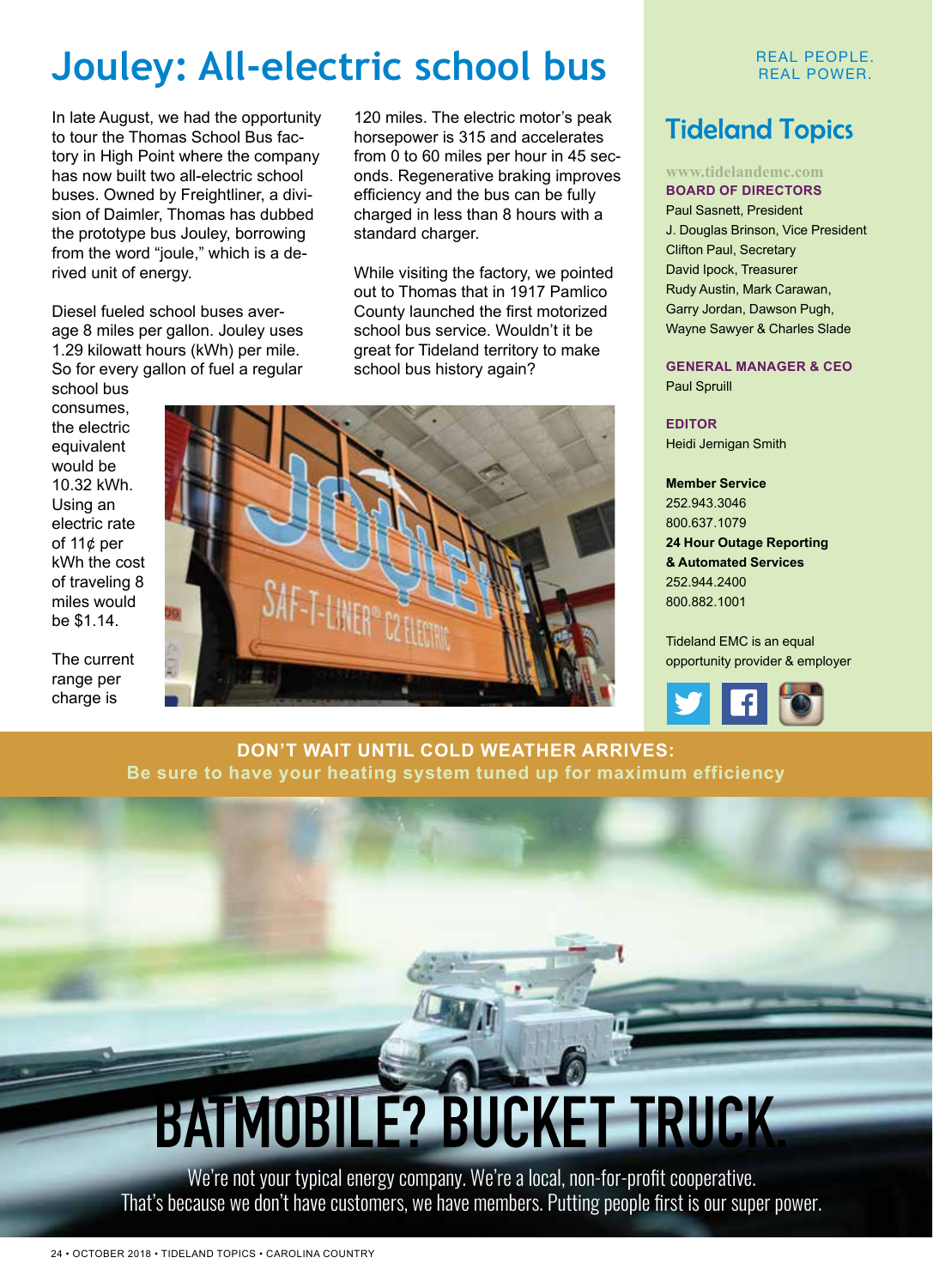# Jouley: All-electric school bus

In late August, we had the opportunity to tour the Thomas School Bus factory in High Point where the company has now built two all-electric school buses. Owned by Freightliner, a division of Daimler, Thomas has dubbed the prototype bus Jouley, borrowing from the word "joule," which is a derived unit of energy.

Diesel fueled school buses average 8 miles per gallon. Jouley uses 1.29 kilowatt hours (kWh) per mile. So for every gallon of fuel a regular school bus consumes, the electric equivalent would be 10.32 kWh. Using an electric rate of 11¢ per kWh the cost of traveling 8 miles would be $1.14.

The current range per charge is 120 miles. The electric motor's peak horsepower is 315 and accelerates from 0 to 60 miles per hour in 45 seconds. Regenerative braking improves efficiency and the bus can be fully charged in less than 8 hours with a standard charger.

While visiting the factory, we pointed out to Thomas that in 1917 Pamlico County launched the first motorized school bus service. Wouldn't it be great for Tideland territory to make school bus history again?

REAL PEOPLE.
REAL POWER.

## Tideland Topics

www.tidelandemc.com

**BOARD OF DIRECTORS**
Paul Sasnett, President
J. Douglas Brinson, Vice President
Clifton Paul, Secretary
David Ipock, Treasurer
Rudy Austin, Mark Carawan,
Garry Jordan, Dawson Pugh,
Wayne Sawyer & Charles Slade

**GENERAL MANAGER & CEO**
Paul Spruill

**EDITOR**
Heidi Jernigan Smith

**Member Service**
252.943.3046
800.637.1079

**24 Hour Outage Reporting & Automated Services**
252.944.2400
800.882.1001

Tideland EMC is an equal opportunity provider & employer

**DON'T WAIT UNTIL COLD WEATHER ARRIVES:**
**Be sure to have your heating system tuned up for maximum efficiency**

# BATMOBILE? BUCKET TRUCK.

We're not your typical energy company. We're a local, non-for-profit cooperative.
That's because we don't have customers, we have members. Putting people first is our super power.